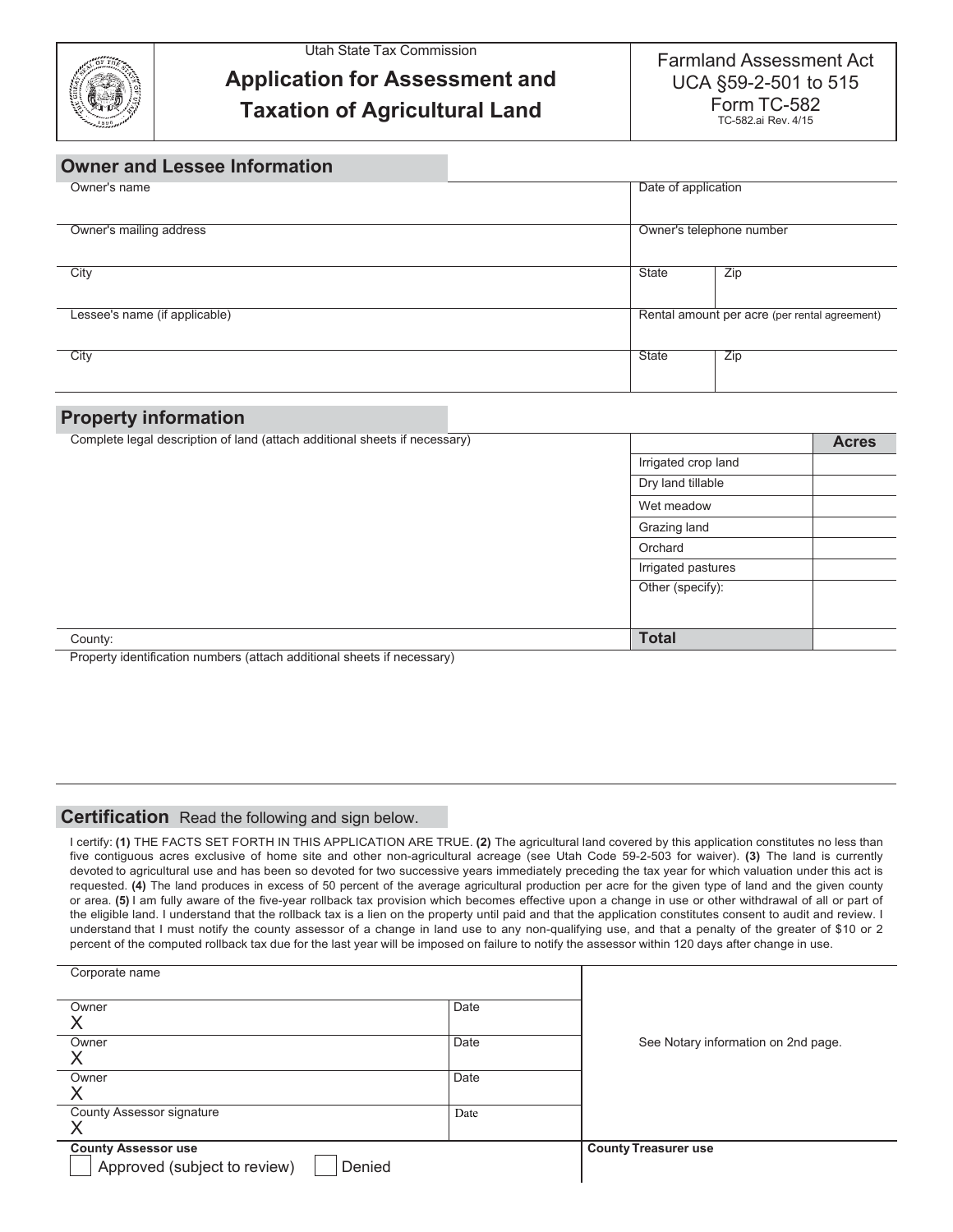Utah State Tax Commission

# Application for Assessment and Taxation of Agricultural Land

Farmland Assessment Act
UCA §59-2-501 to 515
Form TC-582
TC-582.ai Rev. 4/15

## Owner and Lessee Information

| Owner's name | Date of application | |
|---|---|---|
| Owner's mailing address | Owner's telephone number | |
| City | State | Zip |
| Lessee's name (if applicable) | Rental amount per acre (per rental agreement) | |
| City | State | Zip |

## Property information

| Complete legal description of land (attach additional sheets if necessary) | | Acres |
|---|---|---|
| | Irrigated crop land | |
| | Dry land tillable | |
| | Wet meadow | |
| | Grazing land | |
| | Orchard | |
| | Irrigated pastures | |
| | Other (specify): | |
| County: | **Total** | |

Property identification numbers (attach additional sheets if necessary)

## Certification Read the following and sign below.

I certify: **(1)** THE FACTS SET FORTH IN THIS APPLICATION ARE TRUE. **(2)** The agricultural land covered by this application constitutes no less than five contiguous acres exclusive of home site and other non-agricultural acreage (see Utah Code 59-2-503 for waiver). **(3)** The land is currently devoted to agricultural use and has been so devoted for two successive years immediately preceding the tax year for which valuation under this act is requested. **(4)** The land produces in excess of 50 percent of the average agricultural production per acre for the given type of land and the given county or area. **(5)** I am fully aware of the five-year rollback tax provision which becomes effective upon a change in use or other withdrawal of all or part of the eligible land. I understand that the rollback tax is a lien on the property until paid and that the application constitutes consent to audit and review. I understand that I must notify the county assessor of a change in land use to any non-qualifying use, and that a penalty of the greater of $10 or 2 percent of the computed rollback tax due for the last year will be imposed on failure to notify the assessor within 120 days after change in use.

| Corporate name | | See Notary information on 2nd page. |
|---|---|---|
| Owner X | Date | |
| Owner X | Date | |
| Owner X | Date | |
| County Assessor signature X | Date | |

**County Assessor use**

☐ Approved (subject to review) ☐ Denied

**County Treasurer use**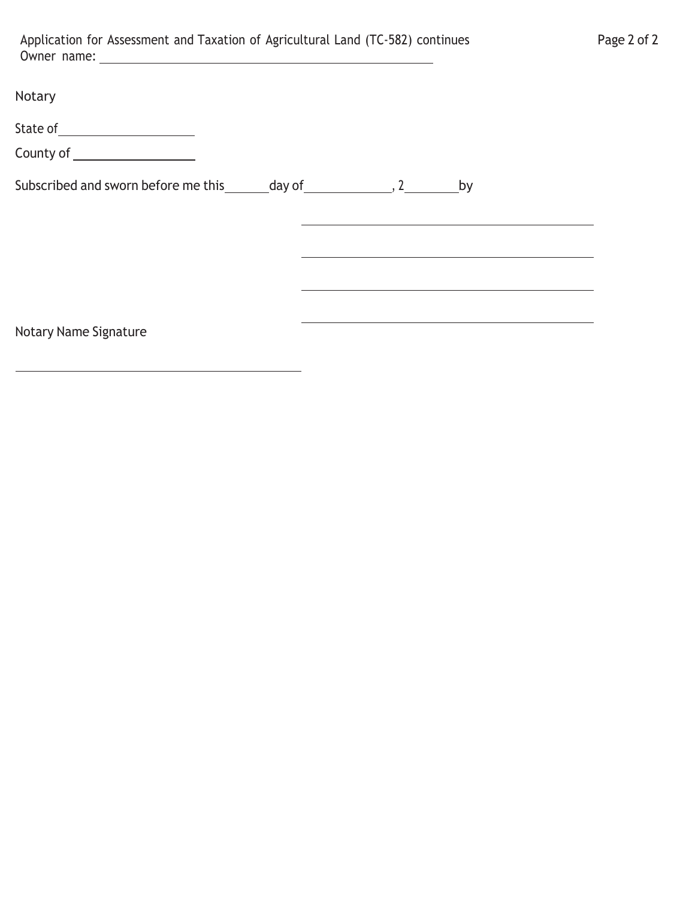Application for Assessment and Taxation of Agricultural Land (TC-582) continues
Owner name: ______________________________________________

Notary

State of ____________________

County of ____________________

Subscribed and sworn before me this ______ day of ____________, 2________ by

______________________________________________

______________________________________________

______________________________________________

______________________________________________

Notary Name Signature

______________________________________________